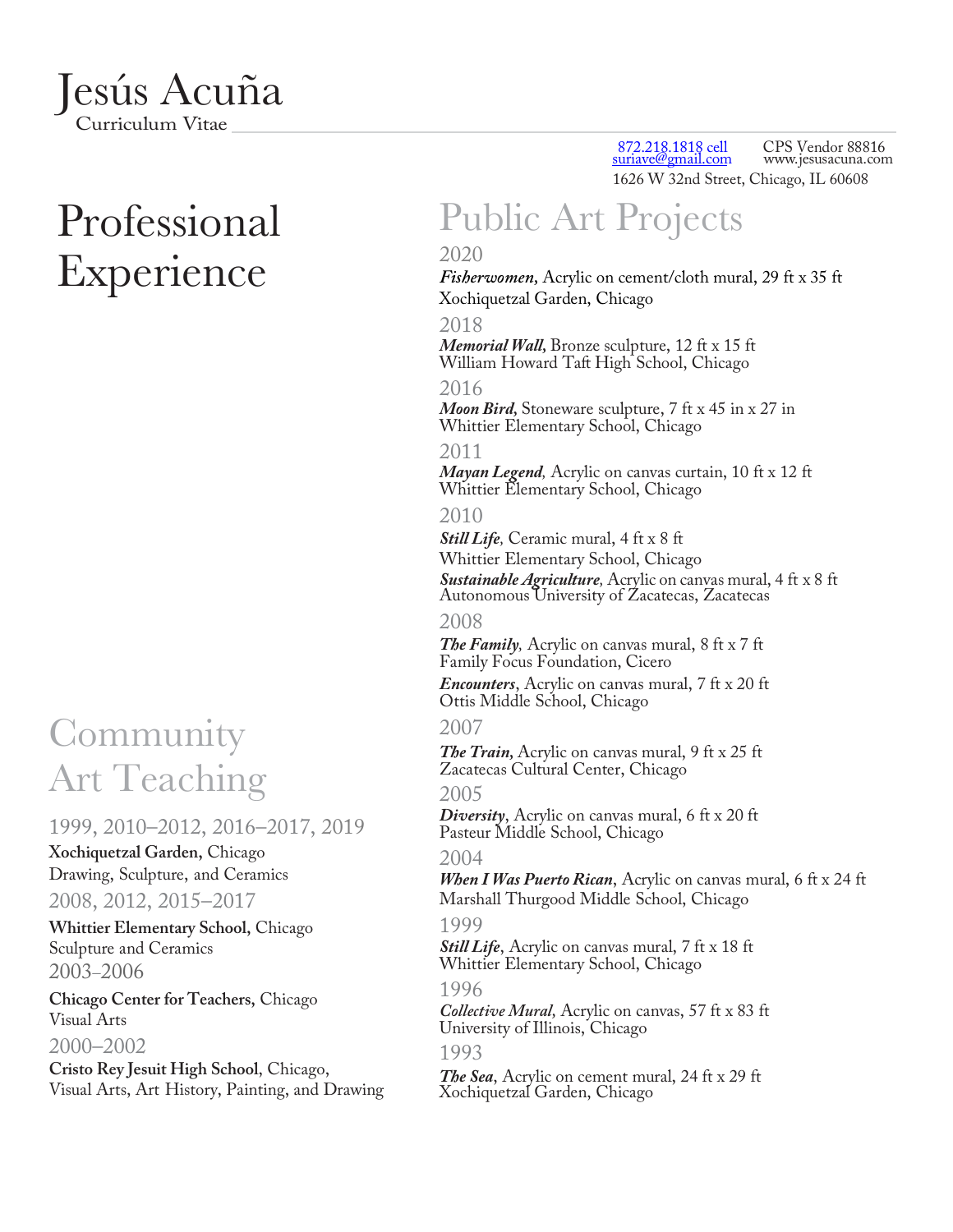# Jesús Acuña

Curriculum Vitae

872.218.1818 cell
suriave@gmail.com
CPS Vendor 88816
www.jesusacuna.com
1626 W 32nd Street, Chicago, IL 60608

# Professional Experience

## Public Art Projects

2020

***Fisherwomen,*** Acrylic on cement/cloth mural, 29 ft x 35 ft
Xochiquetzal Garden, Chicago

2018

***Memorial Wall,*** Bronze sculpture, 12 ft x 15 ft
William Howard Taft High School, Chicago

2016

***Moon Bird,*** Stoneware sculpture, 7 ft x 45 in x 27 in
Whittier Elementary School, Chicago

2011

***Mayan Legend,*** Acrylic on canvas curtain, 10 ft x 12 ft
Whittier Elementary School, Chicago

2010

***Still Life,*** Ceramic mural, 4 ft x 8 ft
Whittier Elementary School, Chicago

***Sustainable Agriculture,*** Acrylic on canvas mural, 4 ft x 8 ft
Autonomous University of Zacatecas, Zacatecas

2008

***The Family,*** Acrylic on canvas mural, 8 ft x 7 ft
Family Focus Foundation, Cicero

***Encounters***, Acrylic on canvas mural, 7 ft x 20 ft
Ottis Middle School, Chicago

2007

***The Train,*** Acrylic on canvas mural, 9 ft x 25 ft
Zacatecas Cultural Center, Chicago

2005

***Diversity***, Acrylic on canvas mural, 6 ft x 20 ft
Pasteur Middle School, Chicago

2004

***When I Was Puerto Rican***, Acrylic on canvas mural, 6 ft x 24 ft
Marshall Thurgood Middle School, Chicago

1999

***Still Life***, Acrylic on canvas mural, 7 ft x 18 ft
Whittier Elementary School, Chicago

1996

***Collective Mural,*** Acrylic on canvas, 57 ft x 83 ft
University of Illinois, Chicago

1993

***The Sea***, Acrylic on cement mural, 24 ft x 29 ft
Xochiquetzal Garden, Chicago

## Community Art Teaching

1999, 2010–2012, 2016–2017, 2019

**Xochiquetzal Garden,** Chicago
Drawing, Sculpture, and Ceramics

2008, 2012, 2015–2017

**Whittier Elementary School,** Chicago
Sculpture and Ceramics

2003–2006

**Chicago Center for Teachers,** Chicago
Visual Arts

2000–2002

**Cristo Rey Jesuit High School**, Chicago,
Visual Arts, Art History, Painting, and Drawing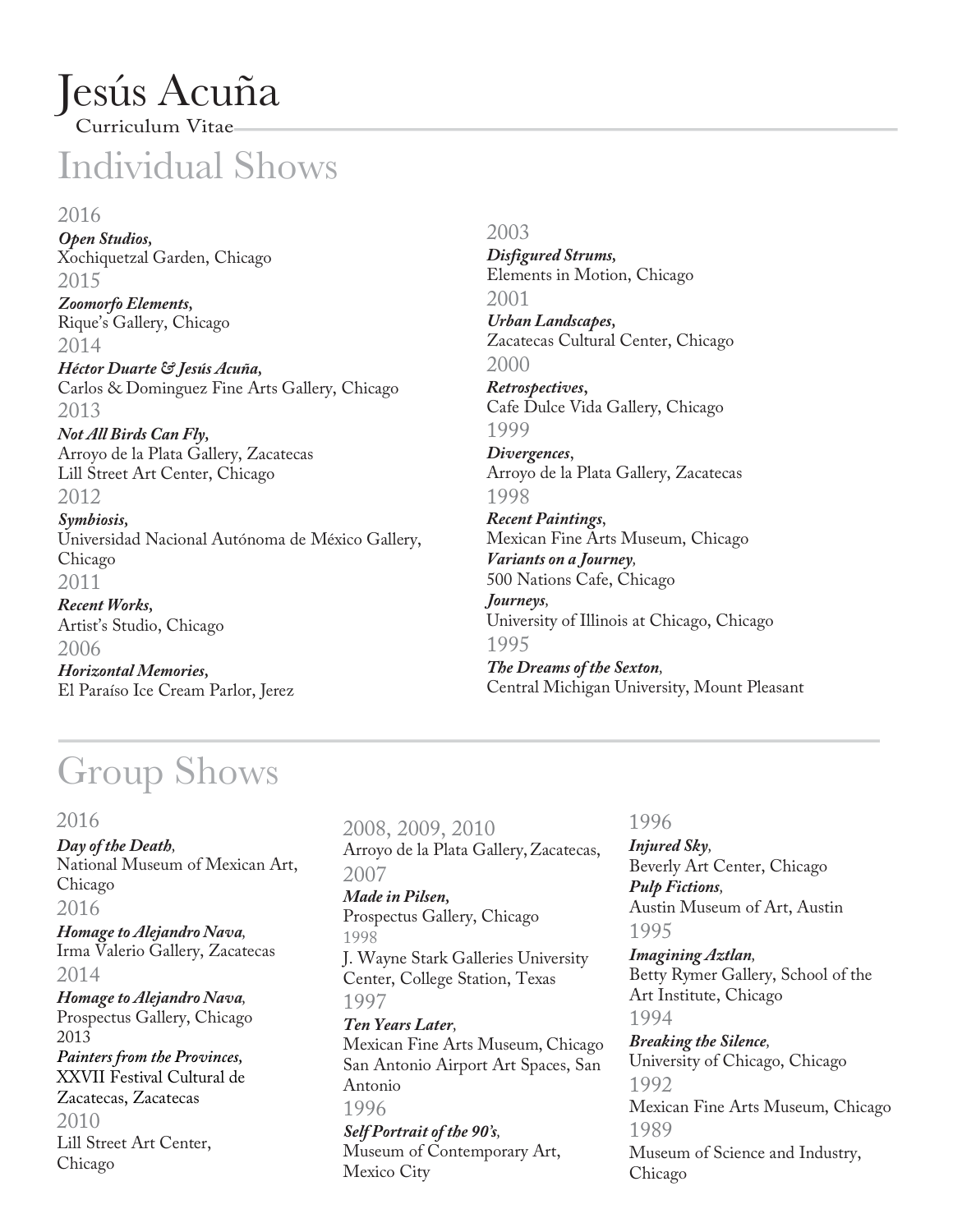# Jesús Acuña

Curriculum Vitae

## Individual Shows

2016

***Open Studios,***
Xochiquetzal Garden, Chicago

2015

***Zoomorfo Elements,***
Rique's Gallery, Chicago

2014

***Héctor Duarte & Jesús Acuña,***
Carlos & Dominguez Fine Arts Gallery, Chicago

2013

***Not All Birds Can Fly,***
Arroyo de la Plata Gallery, Zacatecas
Lill Street Art Center, Chicago

2012

***Symbiosis,***
Universidad Nacional Autónoma de México Gallery, Chicago

2011

***Recent Works,***
Artist's Studio, Chicago

2006

***Horizontal Memories,***
El Paraíso Ice Cream Parlor, Jerez

2003

***Disfigured Strums,***
Elements in Motion, Chicago

2001

***Urban Landscapes,***
Zacatecas Cultural Center, Chicago

2000

***Retrospectives*,**
Cafe Dulce Vida Gallery, Chicago

1999

***Divergences*,**
Arroyo de la Plata Gallery, Zacatecas

1998

***Recent Paintings*,**
Mexican Fine Arts Museum, Chicago

***Variants on a Journey,***
500 Nations Cafe, Chicago

***Journeys,***
University of Illinois at Chicago, Chicago

1995

***The Dreams of the Sexton,***
Central Michigan University, Mount Pleasant

## Group Shows

2016

***Day of the Death,***
National Museum of Mexican Art, Chicago

2016

***Homage to Alejandro Nava,***
Irma Valerio Gallery, Zacatecas

2014

***Homage to Alejandro Nava,***
Prospectus Gallery, Chicago

2013

***Painters from the Provinces,***
XXVII Festival Cultural de Zacatecas, Zacatecas

2010

Lill Street Art Center, Chicago

2008, 2009, 2010

Arroyo de la Plata Gallery, Zacatecas,

2007

***Made in Pilsen,***
Prospectus Gallery, Chicago

1998

J. Wayne Stark Galleries University Center, College Station, Texas

1997

***Ten Years Later,***
Mexican Fine Arts Museum, Chicago
San Antonio Airport Art Spaces, San Antonio

1996

***Self Portrait of the 90's,***
Museum of Contemporary Art, Mexico City

1996

***Injured Sky,***
Beverly Art Center, Chicago

***Pulp Fictions,***
Austin Museum of Art, Austin

1995

***Imagining Aztlan,***
Betty Rymer Gallery, School of the Art Institute, Chicago

1994

***Breaking the Silence,***
University of Chicago, Chicago

1992

Mexican Fine Arts Museum, Chicago

1989

Museum of Science and Industry, Chicago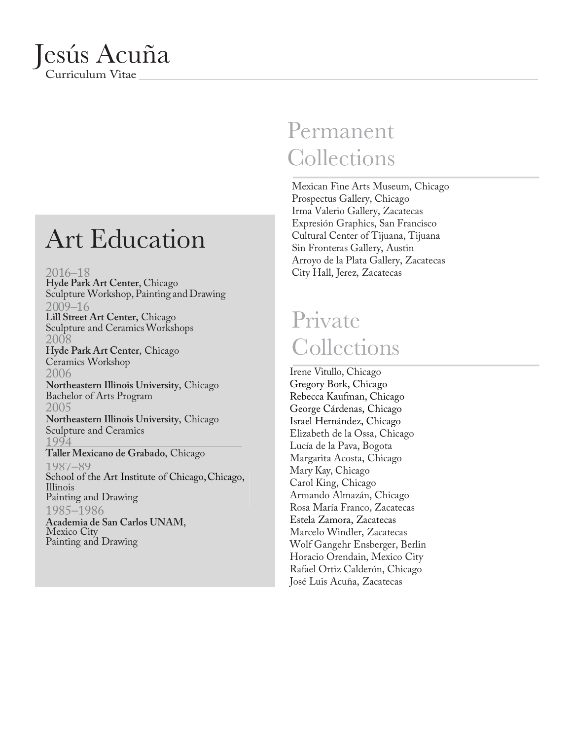# Jesús Acuña

Curriculum Vitae

## Art Education

2016–18
**Hyde Park Art Center**, Chicago
Sculpture Workshop, Painting and Drawing

2009–16
**Lill Street Art Center,** Chicago
Sculpture and Ceramics Workshops

2008
**Hyde Park Art Center**, Chicago
Ceramics Workshop

2006
**Northeastern Illinois University**, Chicago
Bachelor of Arts Program

2005
**Northeastern Illinois University**, Chicago
Sculpture and Ceramics

1994
**Taller Mexicano de Grabado**, Chicago

1987–89
**School of the Art Institute of Chicago,** Chicago, Illinois
Painting and Drawing

1985–1986
**Academia de San Carlos UNAM**, Mexico City
Painting and Drawing

## Permanent Collections

Mexican Fine Arts Museum, Chicago
Prospectus Gallery, Chicago
Irma Valerio Gallery, Zacatecas
Expresión Graphics, San Francisco
Cultural Center of Tijuana, Tijuana
Sin Fronteras Gallery, Austin
Arroyo de la Plata Gallery, Zacatecas
City Hall, Jerez, Zacatecas

## Private Collections

Irene Vitullo, Chicago
Gregory Bork, Chicago
Rebecca Kaufman, Chicago
George Cárdenas, Chicago
Israel Hernández, Chicago
Elizabeth de la Ossa, Chicago
Lucía de la Pava, Bogota
Margarita Acosta, Chicago
Mary Kay, Chicago
Carol King, Chicago
Armando Almazán, Chicago
Rosa María Franco, Zacatecas
Estela Zamora, Zacatecas
Marcelo Windler, Zacatecas
Wolf Gangehr Ensberger, Berlin
Horacio Orendain, Mexico City
Rafael Ortiz Calderón, Chicago
José Luis Acuña, Zacatecas